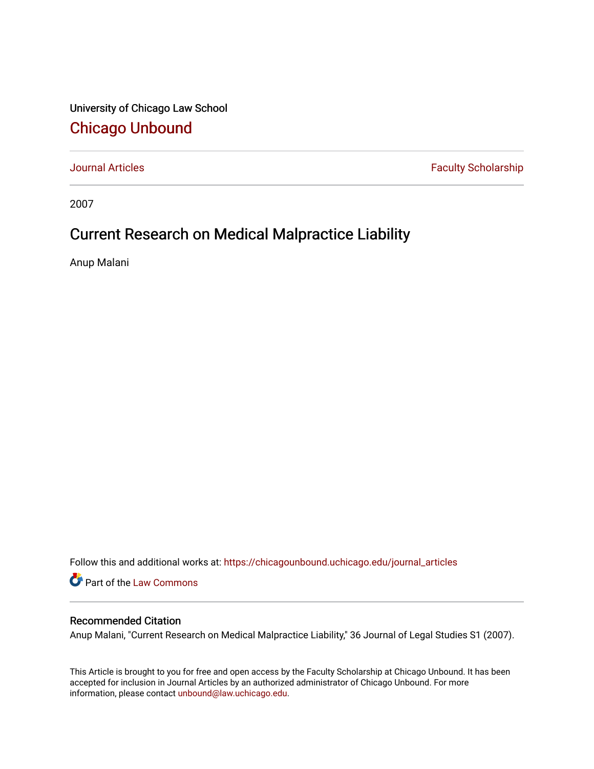University of Chicago Law School

## Chicago Unbound

Journal Articles | Faculty Scholarship

2007

# Current Research on Medical Malpractice Liability

Anup Malani

Follow this and additional works at: https://chicagounbound.uchicago.edu/journal_articles

Part of the Law Commons

### Recommended Citation

Anup Malani, "Current Research on Medical Malpractice Liability," 36 Journal of Legal Studies S1 (2007).

This Article is brought to you for free and open access by the Faculty Scholarship at Chicago Unbound. It has been accepted for inclusion in Journal Articles by an authorized administrator of Chicago Unbound. For more information, please contact unbound@law.uchicago.edu.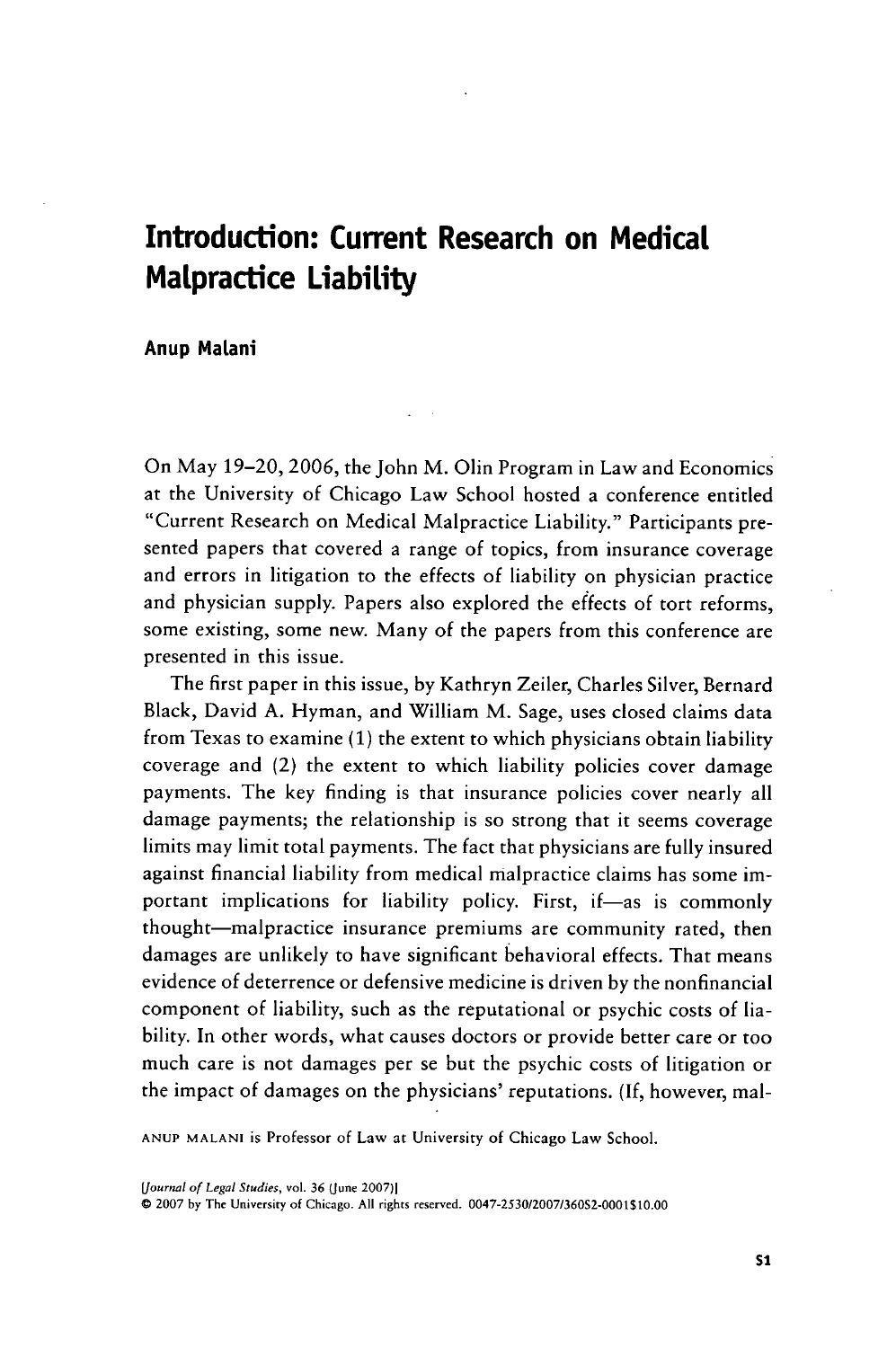# Introduction: Current Research on Medical Malpractice Liability

**Anup Malani**

On May 19–20, 2006, the John M. Olin Program in Law and Economics at the University of Chicago Law School hosted a conference entitled "Current Research on Medical Malpractice Liability." Participants presented papers that covered a range of topics, from insurance coverage and errors in litigation to the effects of liability on physician practice and physician supply. Papers also explored the effects of tort reforms, some existing, some new. Many of the papers from this conference are presented in this issue.

The first paper in this issue, by Kathryn Zeiler, Charles Silver, Bernard Black, David A. Hyman, and William M. Sage, uses closed claims data from Texas to examine (1) the extent to which physicians obtain liability coverage and (2) the extent to which liability policies cover damage payments. The key finding is that insurance policies cover nearly all damage payments; the relationship is so strong that it seems coverage limits may limit total payments. The fact that physicians are fully insured against financial liability from medical malpractice claims has some important implications for liability policy. First, if—as is commonly thought—malpractice insurance premiums are community rated, then damages are unlikely to have significant behavioral effects. That means evidence of deterrence or defensive medicine is driven by the nonfinancial component of liability, such as the reputational or psychic costs of liability. In other words, what causes doctors or provide better care or too much care is not damages per se but the psychic costs of litigation or the impact of damages on the physicians' reputations. (If, however, mal-

ANUP MALANI is Professor of Law at University of Chicago Law School.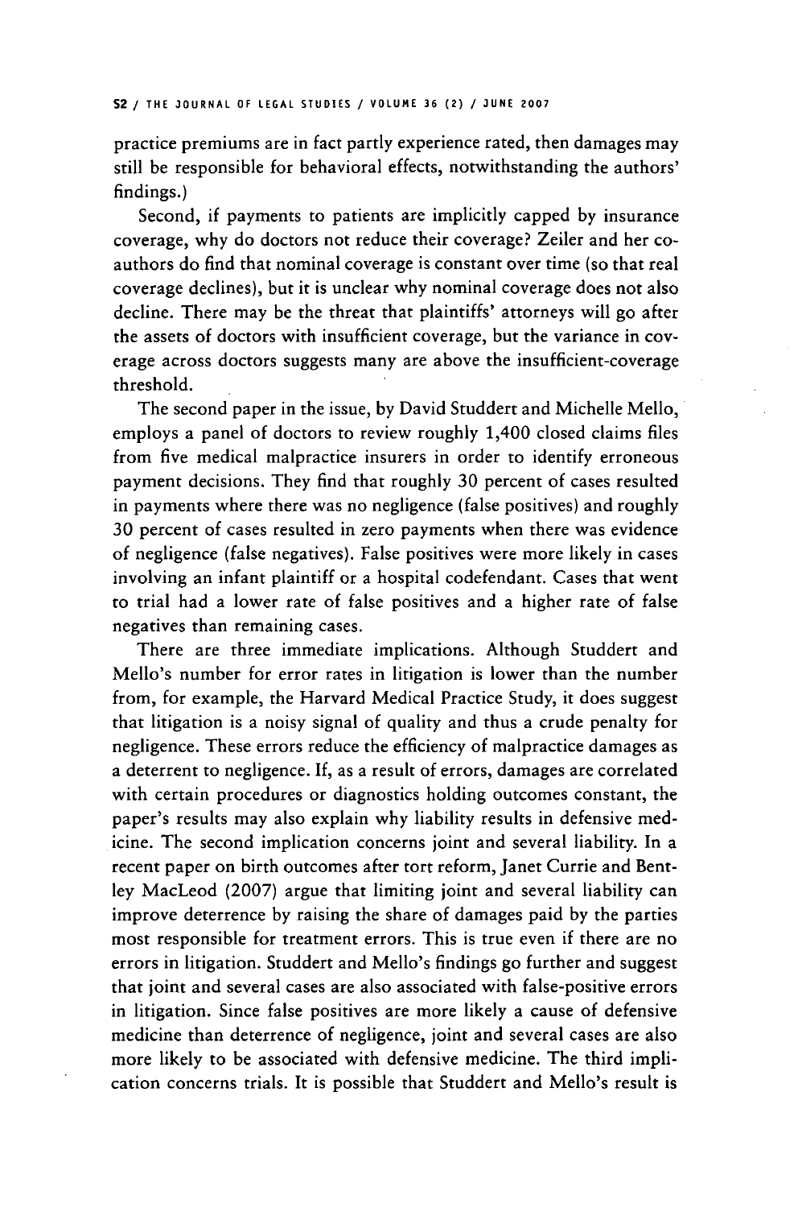practice premiums are in fact partly experience rated, then damages may still be responsible for behavioral effects, notwithstanding the authors' findings.)

Second, if payments to patients are implicitly capped by insurance coverage, why do doctors not reduce their coverage? Zeiler and her coauthors do find that nominal coverage is constant over time (so that real coverage declines), but it is unclear why nominal coverage does not also decline. There may be the threat that plaintiffs' attorneys will go after the assets of doctors with insufficient coverage, but the variance in coverage across doctors suggests many are above the insufficient-coverage threshold.

The second paper in the issue, by David Studdert and Michelle Mello, employs a panel of doctors to review roughly 1,400 closed claims files from five medical malpractice insurers in order to identify erroneous payment decisions. They find that roughly 30 percent of cases resulted in payments where there was no negligence (false positives) and roughly 30 percent of cases resulted in zero payments when there was evidence of negligence (false negatives). False positives were more likely in cases involving an infant plaintiff or a hospital codefendant. Cases that went to trial had a lower rate of false positives and a higher rate of false negatives than remaining cases.

There are three immediate implications. Although Studdert and Mello's number for error rates in litigation is lower than the number from, for example, the Harvard Medical Practice Study, it does suggest that litigation is a noisy signal of quality and thus a crude penalty for negligence. These errors reduce the efficiency of malpractice damages as a deterrent to negligence. If, as a result of errors, damages are correlated with certain procedures or diagnostics holding outcomes constant, the paper's results may also explain why liability results in defensive medicine. The second implication concerns joint and several liability. In a recent paper on birth outcomes after tort reform, Janet Currie and Bentley MacLeod (2007) argue that limiting joint and several liability can improve deterrence by raising the share of damages paid by the parties most responsible for treatment errors. This is true even if there are no errors in litigation. Studdert and Mello's findings go further and suggest that joint and several cases are also associated with false-positive errors in litigation. Since false positives are more likely a cause of defensive medicine than deterrence of negligence, joint and several cases are also more likely to be associated with defensive medicine. The third implication concerns trials. It is possible that Studdert and Mello's result is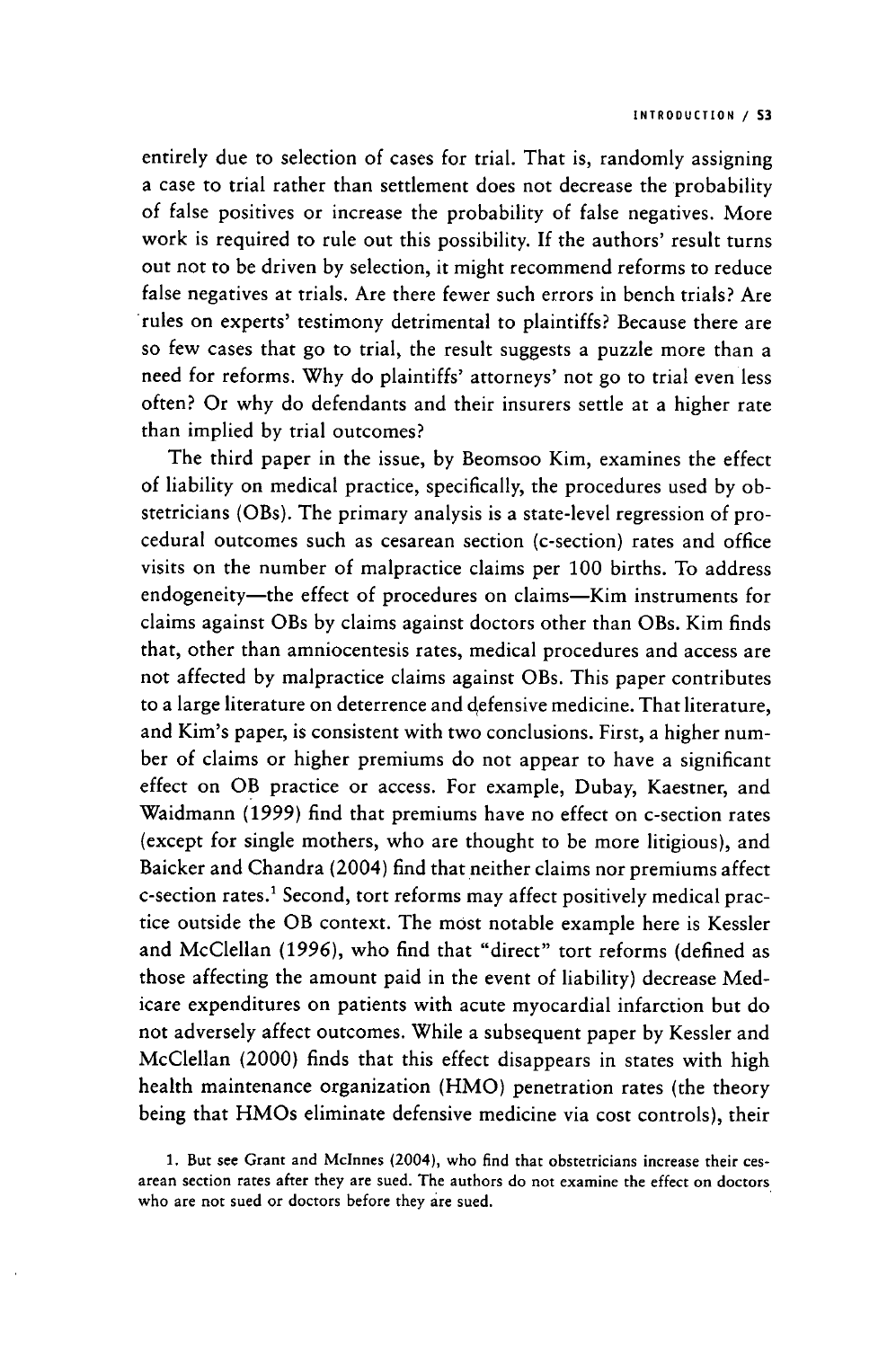entirely due to selection of cases for trial. That is, randomly assigning a case to trial rather than settlement does not decrease the probability of false positives or increase the probability of false negatives. More work is required to rule out this possibility. If the authors' result turns out not to be driven by selection, it might recommend reforms to reduce false negatives at trials. Are there fewer such errors in bench trials? Are rules on experts' testimony detrimental to plaintiffs? Because there are so few cases that go to trial, the result suggests a puzzle more than a need for reforms. Why do plaintiffs' attorneys' not go to trial even less often? Or why do defendants and their insurers settle at a higher rate than implied by trial outcomes?

The third paper in the issue, by Beomsoo Kim, examines the effect of liability on medical practice, specifically, the procedures used by obstetricians (OBs). The primary analysis is a state-level regression of procedural outcomes such as cesarean section (c-section) rates and office visits on the number of malpractice claims per 100 births. To address endogeneity—the effect of procedures on claims—Kim instruments for claims against OBs by claims against doctors other than OBs. Kim finds that, other than amniocentesis rates, medical procedures and access are not affected by malpractice claims against OBs. This paper contributes to a large literature on deterrence and defensive medicine. That literature, and Kim's paper, is consistent with two conclusions. First, a higher number of claims or higher premiums do not appear to have a significant effect on OB practice or access. For example, Dubay, Kaestner, and Waidmann (1999) find that premiums have no effect on c-section rates (except for single mothers, who are thought to be more litigious), and Baicker and Chandra (2004) find that neither claims nor premiums affect c-section rates.[1] Second, tort reforms may affect positively medical practice outside the OB context. The most notable example here is Kessler and McClellan (1996), who find that "direct" tort reforms (defined as those affecting the amount paid in the event of liability) decrease Medicare expenditures on patients with acute myocardial infarction but do not adversely affect outcomes. While a subsequent paper by Kessler and McClellan (2000) finds that this effect disappears in states with high health maintenance organization (HMO) penetration rates (the theory being that HMOs eliminate defensive medicine via cost controls), their

1. But see Grant and McInnes (2004), who find that obstetricians increase their cesarean section rates after they are sued. The authors do not examine the effect on doctors who are not sued or doctors before they are sued.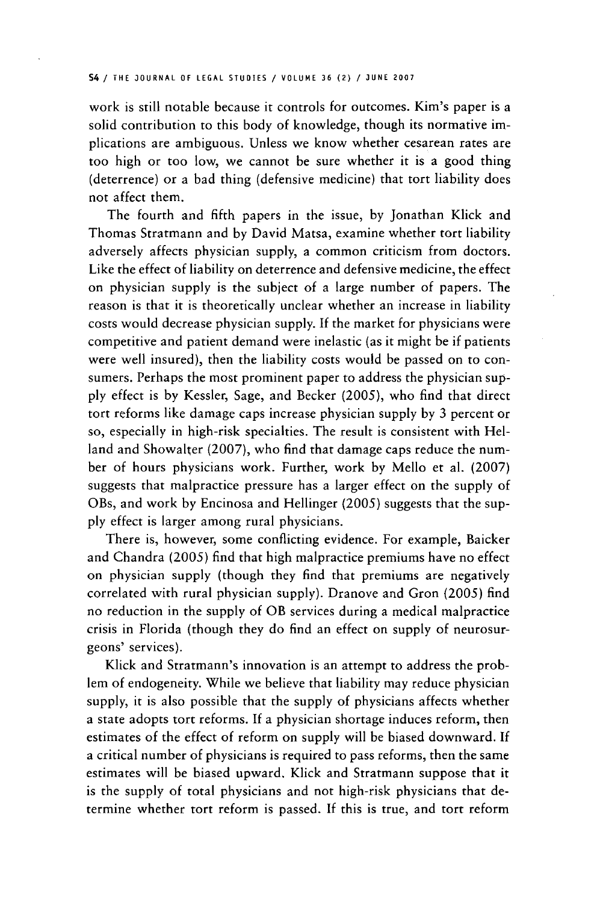work is still notable because it controls for outcomes. Kim's paper is a solid contribution to this body of knowledge, though its normative implications are ambiguous. Unless we know whether cesarean rates are too high or too low, we cannot be sure whether it is a good thing (deterrence) or a bad thing (defensive medicine) that tort liability does not affect them.

The fourth and fifth papers in the issue, by Jonathan Klick and Thomas Stratmann and by David Matsa, examine whether tort liability adversely affects physician supply, a common criticism from doctors. Like the effect of liability on deterrence and defensive medicine, the effect on physician supply is the subject of a large number of papers. The reason is that it is theoretically unclear whether an increase in liability costs would decrease physician supply. If the market for physicians were competitive and patient demand were inelastic (as it might be if patients were well insured), then the liability costs would be passed on to consumers. Perhaps the most prominent paper to address the physician supply effect is by Kessler, Sage, and Becker (2005), who find that direct tort reforms like damage caps increase physician supply by 3 percent or so, especially in high-risk specialties. The result is consistent with Helland and Showalter (2007), who find that damage caps reduce the number of hours physicians work. Further, work by Mello et al. (2007) suggests that malpractice pressure has a larger effect on the supply of OBs, and work by Encinosa and Hellinger (2005) suggests that the supply effect is larger among rural physicians.

There is, however, some conflicting evidence. For example, Baicker and Chandra (2005) find that high malpractice premiums have no effect on physician supply (though they find that premiums are negatively correlated with rural physician supply). Dranove and Gron (2005) find no reduction in the supply of OB services during a medical malpractice crisis in Florida (though they do find an effect on supply of neurosurgeons' services).

Klick and Stratmann's innovation is an attempt to address the problem of endogeneity. While we believe that liability may reduce physician supply, it is also possible that the supply of physicians affects whether a state adopts tort reforms. If a physician shortage induces reform, then estimates of the effect of reform on supply will be biased downward. If a critical number of physicians is required to pass reforms, then the same estimates will be biased upward. Klick and Stratmann suppose that it is the supply of total physicians and not high-risk physicians that determine whether tort reform is passed. If this is true, and tort reform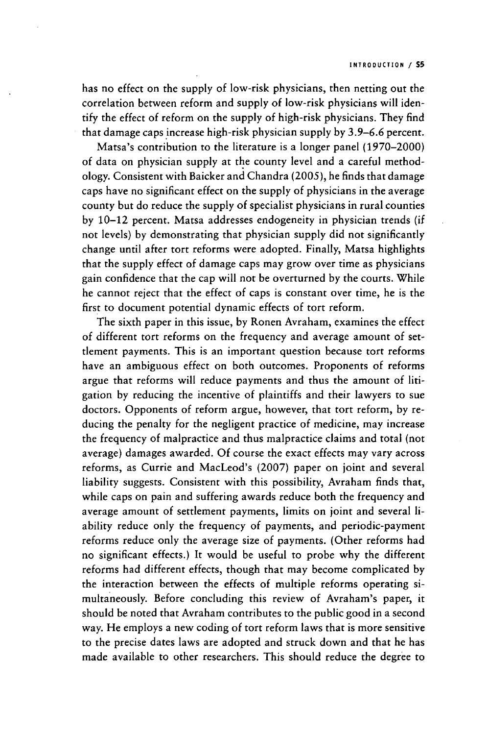has no effect on the supply of low-risk physicians, then netting out the correlation between reform and supply of low-risk physicians will identify the effect of reform on the supply of high-risk physicians. They find that damage caps increase high-risk physician supply by 3.9–6.6 percent.

Matsa's contribution to the literature is a longer panel (1970–2000) of data on physician supply at the county level and a careful methodology. Consistent with Baicker and Chandra (2005), he finds that damage caps have no significant effect on the supply of physicians in the average county but do reduce the supply of specialist physicians in rural counties by 10–12 percent. Matsa addresses endogeneity in physician trends (if not levels) by demonstrating that physician supply did not significantly change until after tort reforms were adopted. Finally, Matsa highlights that the supply effect of damage caps may grow over time as physicians gain confidence that the cap will not be overturned by the courts. While he cannot reject that the effect of caps is constant over time, he is the first to document potential dynamic effects of tort reform.

The sixth paper in this issue, by Ronen Avraham, examines the effect of different tort reforms on the frequency and average amount of settlement payments. This is an important question because tort reforms have an ambiguous effect on both outcomes. Proponents of reforms argue that reforms will reduce payments and thus the amount of litigation by reducing the incentive of plaintiffs and their lawyers to sue doctors. Opponents of reform argue, however, that tort reform, by reducing the penalty for the negligent practice of medicine, may increase the frequency of malpractice and thus malpractice claims and total (not average) damages awarded. Of course the exact effects may vary across reforms, as Currie and MacLeod's (2007) paper on joint and several liability suggests. Consistent with this possibility, Avraham finds that, while caps on pain and suffering awards reduce both the frequency and average amount of settlement payments, limits on joint and several liability reduce only the frequency of payments, and periodic-payment reforms reduce only the average size of payments. (Other reforms had no significant effects.) It would be useful to probe why the different reforms had different effects, though that may become complicated by the interaction between the effects of multiple reforms operating simultaneously. Before concluding this review of Avraham's paper, it should be noted that Avraham contributes to the public good in a second way. He employs a new coding of tort reform laws that is more sensitive to the precise dates laws are adopted and struck down and that he has made available to other researchers. This should reduce the degree to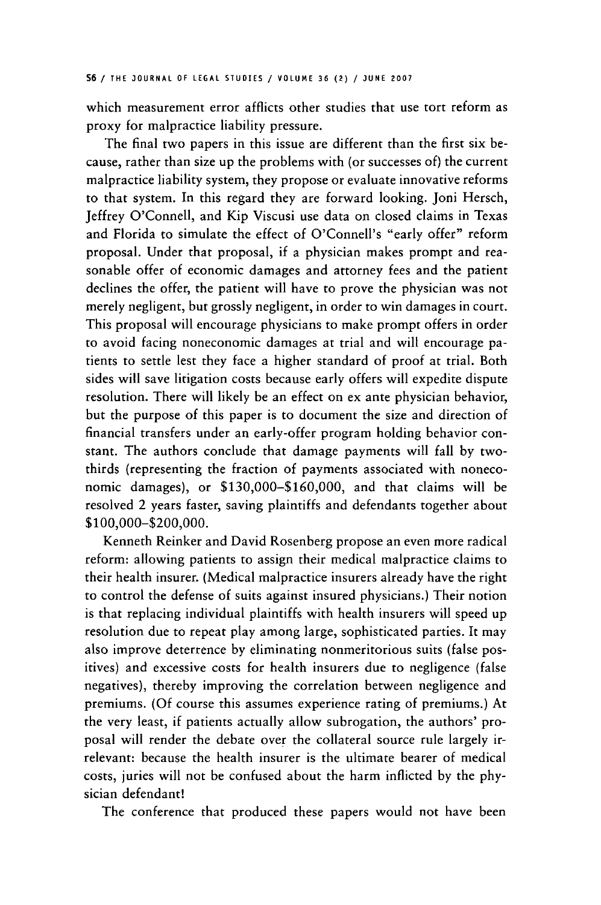which measurement error afflicts other studies that use tort reform as proxy for malpractice liability pressure.

The final two papers in this issue are different than the first six because, rather than size up the problems with (or successes of) the current malpractice liability system, they propose or evaluate innovative reforms to that system. In this regard they are forward looking. Joni Hersch, Jeffrey O'Connell, and Kip Viscusi use data on closed claims in Texas and Florida to simulate the effect of O'Connell's "early offer" reform proposal. Under that proposal, if a physician makes prompt and reasonable offer of economic damages and attorney fees and the patient declines the offer, the patient will have to prove the physician was not merely negligent, but grossly negligent, in order to win damages in court. This proposal will encourage physicians to make prompt offers in order to avoid facing noneconomic damages at trial and will encourage patients to settle lest they face a higher standard of proof at trial. Both sides will save litigation costs because early offers will expedite dispute resolution. There will likely be an effect on ex ante physician behavior, but the purpose of this paper is to document the size and direction of financial transfers under an early-offer program holding behavior constant. The authors conclude that damage payments will fall by two-thirds (representing the fraction of payments associated with noneconomic damages), or $130,000–$160,000, and that claims will be resolved 2 years faster, saving plaintiffs and defendants together about $100,000–$200,000.

Kenneth Reinker and David Rosenberg propose an even more radical reform: allowing patients to assign their medical malpractice claims to their health insurer. (Medical malpractice insurers already have the right to control the defense of suits against insured physicians.) Their notion is that replacing individual plaintiffs with health insurers will speed up resolution due to repeat play among large, sophisticated parties. It may also improve deterrence by eliminating nonmeritorious suits (false positives) and excessive costs for health insurers due to negligence (false negatives), thereby improving the correlation between negligence and premiums. (Of course this assumes experience rating of premiums.) At the very least, if patients actually allow subrogation, the authors' proposal will render the debate over the collateral source rule largely irrelevant: because the health insurer is the ultimate bearer of medical costs, juries will not be confused about the harm inflicted by the physician defendant!

The conference that produced these papers would not have been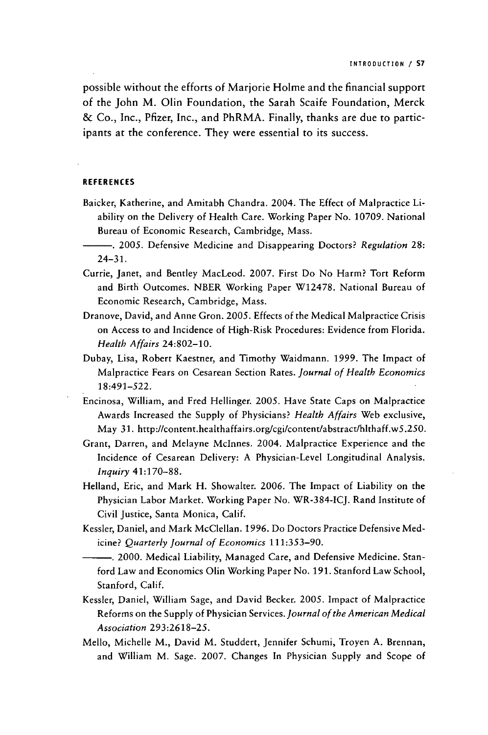possible without the efforts of Marjorie Holme and the financial support of the John M. Olin Foundation, the Sarah Scaife Foundation, Merck & Co., Inc., Pfizer, Inc., and PhRMA. Finally, thanks are due to participants at the conference. They were essential to its success.

### REFERENCES

Baicker, Katherine, and Amitabh Chandra. 2004. The Effect of Malpractice Liability on the Delivery of Health Care. Working Paper No. 10709. National Bureau of Economic Research, Cambridge, Mass.

———. 2005. Defensive Medicine and Disappearing Doctors? *Regulation* 28: 24–31.

Currie, Janet, and Bentley MacLeod. 2007. First Do No Harm? Tort Reform and Birth Outcomes. NBER Working Paper W12478. National Bureau of Economic Research, Cambridge, Mass.

Dranove, David, and Anne Gron. 2005. Effects of the Medical Malpractice Crisis on Access to and Incidence of High-Risk Procedures: Evidence from Florida. *Health Affairs* 24:802–10.

Dubay, Lisa, Robert Kaestner, and Timothy Waidmann. 1999. The Impact of Malpractice Fears on Cesarean Section Rates. *Journal of Health Economics* 18:491–522.

Encinosa, William, and Fred Hellinger. 2005. Have State Caps on Malpractice Awards Increased the Supply of Physicians? *Health Affairs* Web exclusive, May 31. http://content.healthaffairs.org/cgi/content/abstract/hlthaff.w5.250.

Grant, Darren, and Melayne McInnes. 2004. Malpractice Experience and the Incidence of Cesarean Delivery: A Physician-Level Longitudinal Analysis. *Inquiry* 41:170–88.

Helland, Eric, and Mark H. Showalter. 2006. The Impact of Liability on the Physician Labor Market. Working Paper No. WR-384-ICJ. Rand Institute of Civil Justice, Santa Monica, Calif.

Kessler, Daniel, and Mark McClellan. 1996. Do Doctors Practice Defensive Medicine? *Quarterly Journal of Economics* 111:353–90.

———. 2000. Medical Liability, Managed Care, and Defensive Medicine. Stanford Law and Economics Olin Working Paper No. 191. Stanford Law School, Stanford, Calif.

Kessler, Daniel, William Sage, and David Becker. 2005. Impact of Malpractice Reforms on the Supply of Physician Services. *Journal of the American Medical Association* 293:2618–25.

Mello, Michelle M., David M. Studdert, Jennifer Schumi, Troyen A. Brennan, and William M. Sage. 2007. Changes In Physician Supply and Scope of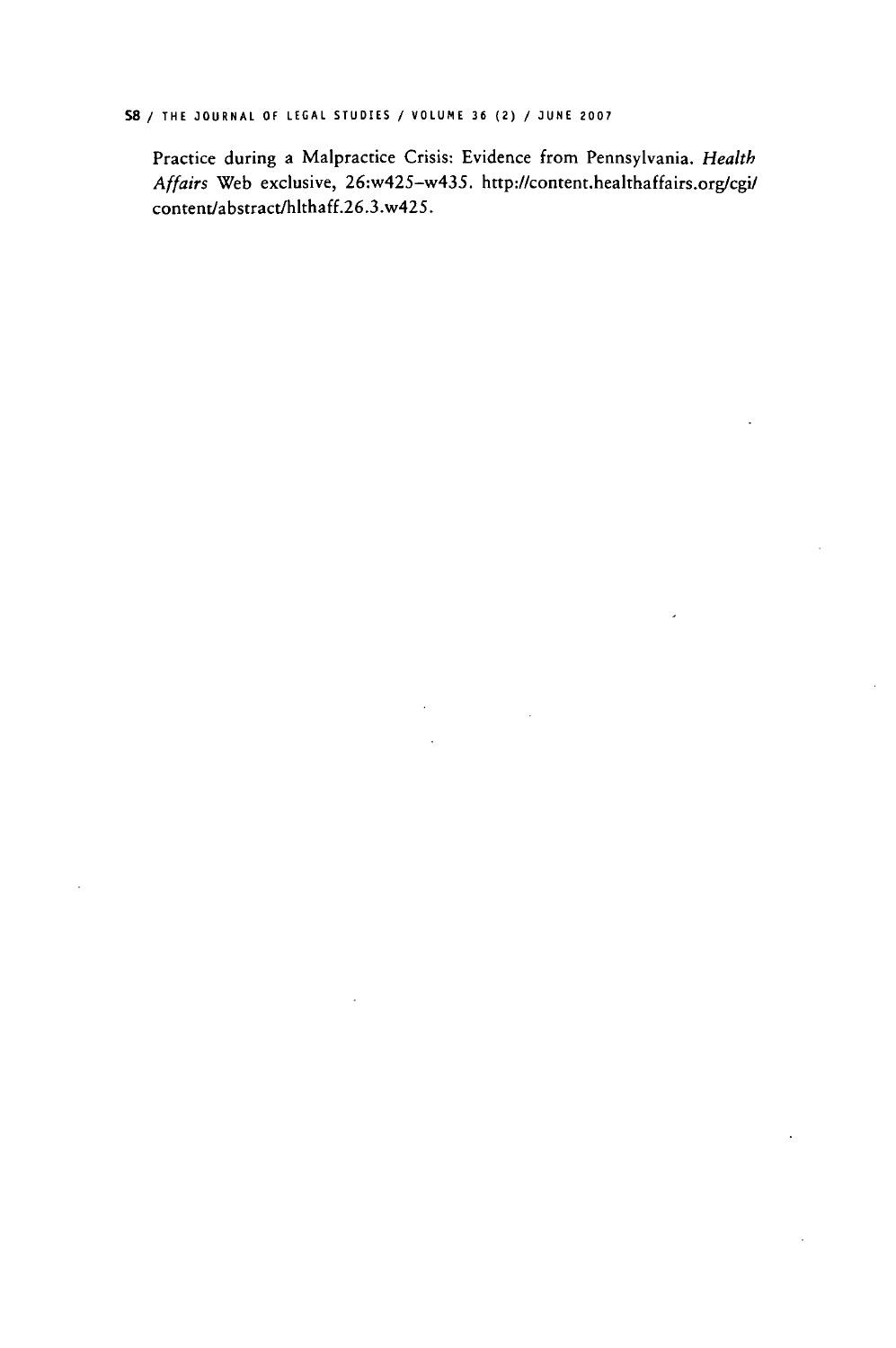Practice during a Malpractice Crisis: Evidence from Pennsylvania. *Health Affairs* Web exclusive, 26:w425–w435. http://content.healthaffairs.org/cgi/content/abstract/hlthaff.26.3.w425.